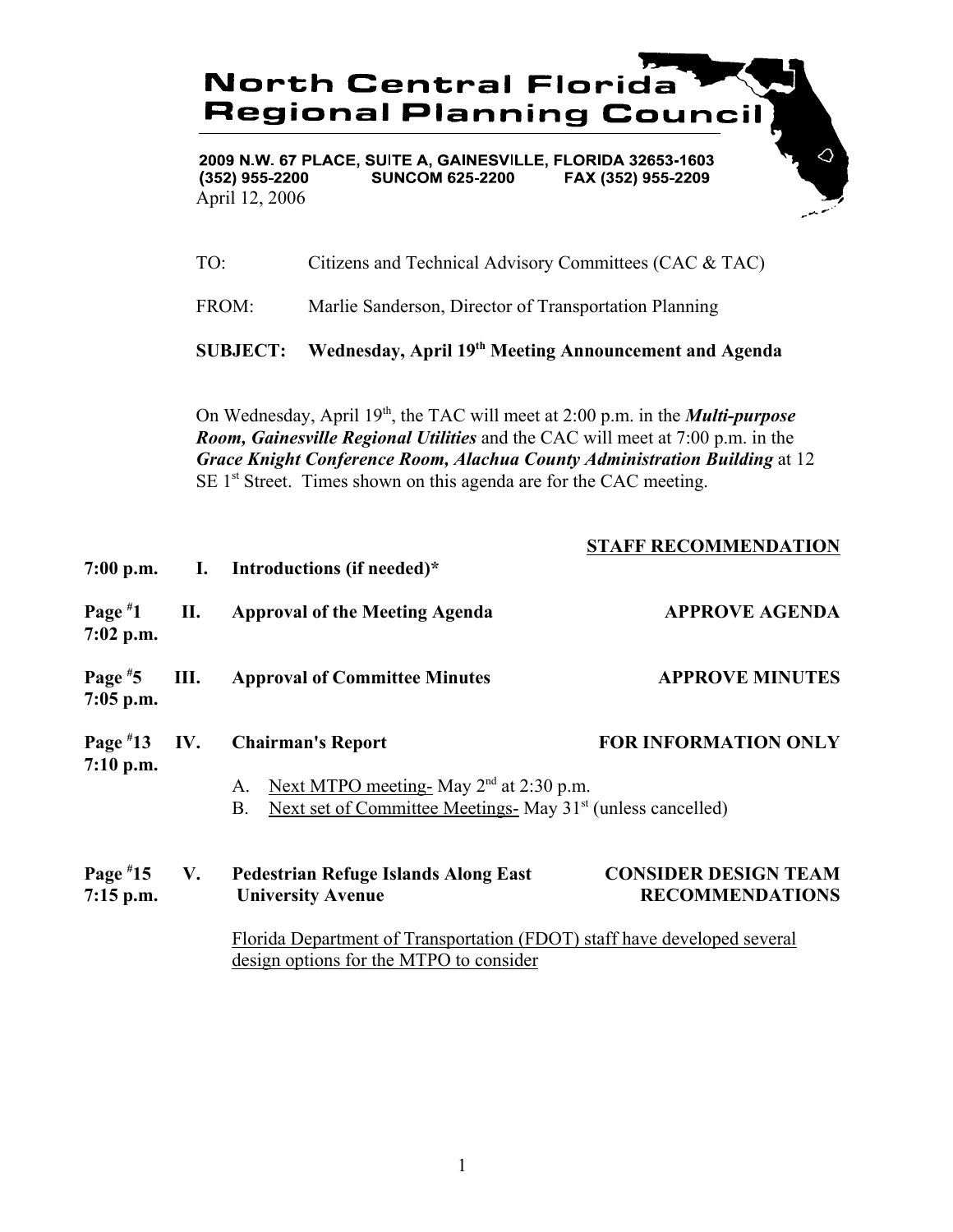# North Central Florida Regional Planning Council

2009 N.W. 67 PLACE, SUITE A, GAINESVILLE, FLORIDA 32653-1603
(352) 955-2200 SUNCOM 625-2200 FAX (352) 955-2209

April 12, 2006

TO: Citizens and Technical Advisory Committees (CAC & TAC)

FROM: Marlie Sanderson, Director of Transportation Planning

**SUBJECT: Wednesday, April 19th Meeting Announcement and Agenda**

On Wednesday, April 19th, the TAC will meet at 2:00 p.m. in the ***Multi-purpose Room, Gainesville Regional Utilities*** and the CAC will meet at 7:00 p.m. in the ***Grace Knight Conference Room, Alachua County Administration Building*** at 12 SE 1st Street. Times shown on this agenda are for the CAC meeting.

| | | | **STAFF RECOMMENDATION** |
|---|---|---|---|
| **7:00 p.m.** | **I.** | **Introductions (if needed)*** | |
| **Page #1 7:02 p.m.** | **II.** | **Approval of the Meeting Agenda** | **APPROVE AGENDA** |
| **Page #5 7:05 p.m.** | **III.** | **Approval of Committee Minutes** | **APPROVE MINUTES** |
| **Page #13 7:10 p.m.** | **IV.** | **Chairman's Report** | **FOR INFORMATION ONLY** |

A. Next MTPO meeting- May 2nd at 2:30 p.m.
B. Next set of Committee Meetings- May 31st (unless cancelled)

| | | | |
|---|---|---|---|
| **Page #15 7:15 p.m.** | **V.** | **Pedestrian Refuge Islands Along East University Avenue** | **CONSIDER DESIGN TEAM RECOMMENDATIONS** |

Florida Department of Transportation (FDOT) staff have developed several design options for the MTPO to consider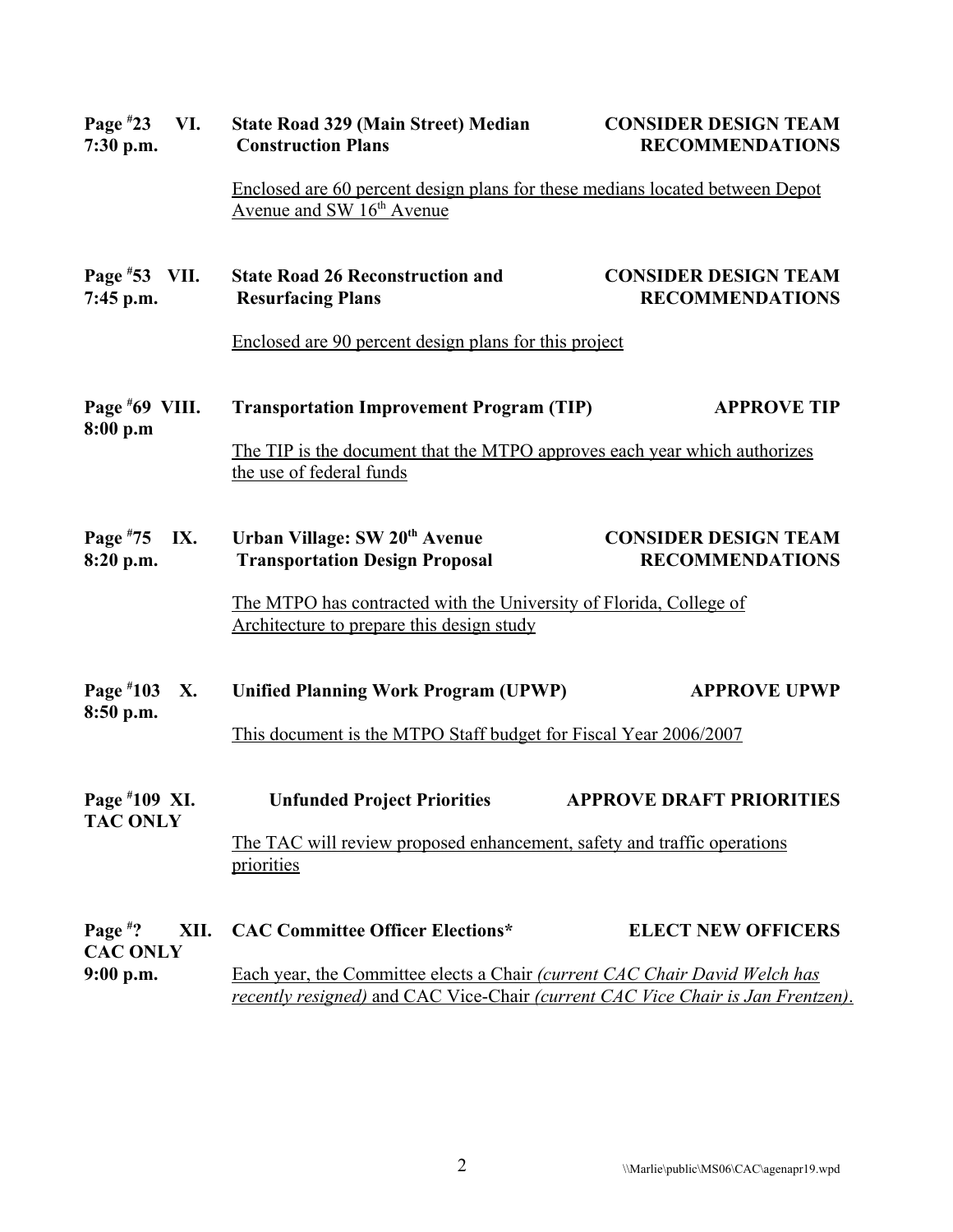| | | |
|---|---|---|
| **Page #23 VI.** **7:30 p.m.** | **State Road 329 (Main Street) Median Construction Plans** | **CONSIDER DESIGN TEAM RECOMMENDATIONS** |
| | Enclosed are 60 percent design plans for these medians located between Depot Avenue and SW 16th Avenue | |
| **Page #53 VII.** **7:45 p.m.** | **State Road 26 Reconstruction and Resurfacing Plans** | **CONSIDER DESIGN TEAM RECOMMENDATIONS** |
| | Enclosed are 90 percent design plans for this project | |
| **Page #69 VIII.** **8:00 p.m** | **Transportation Improvement Program (TIP)** | **APPROVE TIP** |
| | The TIP is the document that the MTPO approves each year which authorizes the use of federal funds | |
| **Page #75 IX.** **8:20 p.m.** | **Urban Village: SW 20th Avenue Transportation Design Proposal** | **CONSIDER DESIGN TEAM RECOMMENDATIONS** |
| | The MTPO has contracted with the University of Florida, College of Architecture to prepare this design study | |
| **Page #103 X.** **8:50 p.m.** | **Unified Planning Work Program (UPWP)** | **APPROVE UPWP** |
| | This document is the MTPO Staff budget for Fiscal Year 2006/2007 | |
| **Page #109 XI.** **TAC ONLY** | **Unfunded Project Priorities** | **APPROVE DRAFT PRIORITIES** |
| | The TAC will review proposed enhancement, safety and traffic operations priorities | |
| **Page #? XII.** **CAC ONLY** **9:00 p.m.** | **CAC Committee Officer Elections*** | **ELECT NEW OFFICERS** |
| | Each year, the Committee elects a Chair *(current CAC Chair David Welch has recently resigned)* and CAC Vice-Chair *(current CAC Vice Chair is Jan Frentzen)*. | |

\\Marlie\public\MS06\CAC\agenapr19.wpd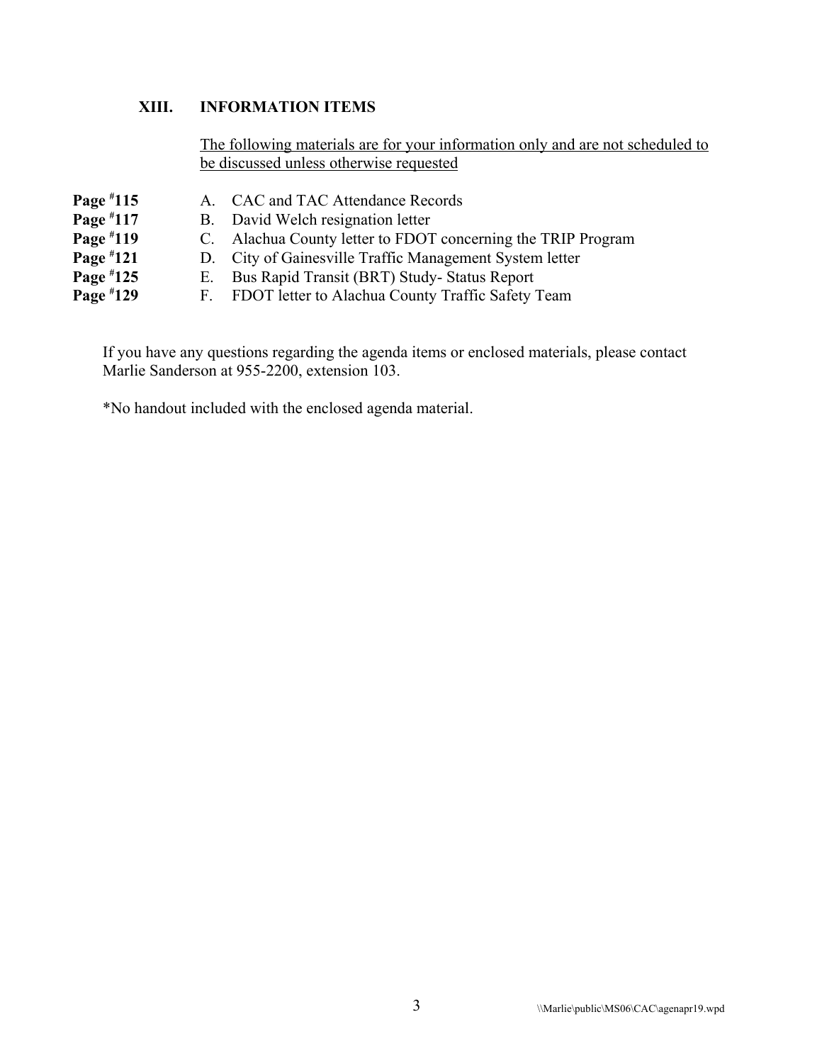## XIII. INFORMATION ITEMS

The following materials are for your information only and are not scheduled to be discussed unless otherwise requested

**Page #115** A. CAC and TAC Attendance Records
**Page #117** B. David Welch resignation letter
**Page #119** C. Alachua County letter to FDOT concerning the TRIP Program
**Page #121** D. City of Gainesville Traffic Management System letter
**Page #125** E. Bus Rapid Transit (BRT) Study- Status Report
**Page #129** F. FDOT letter to Alachua County Traffic Safety Team

If you have any questions regarding the agenda items or enclosed materials, please contact Marlie Sanderson at 955-2200, extension 103.

*No handout included with the enclosed agenda material.

\\Marlie\public\MS06\CAC\agenapr19.wpd